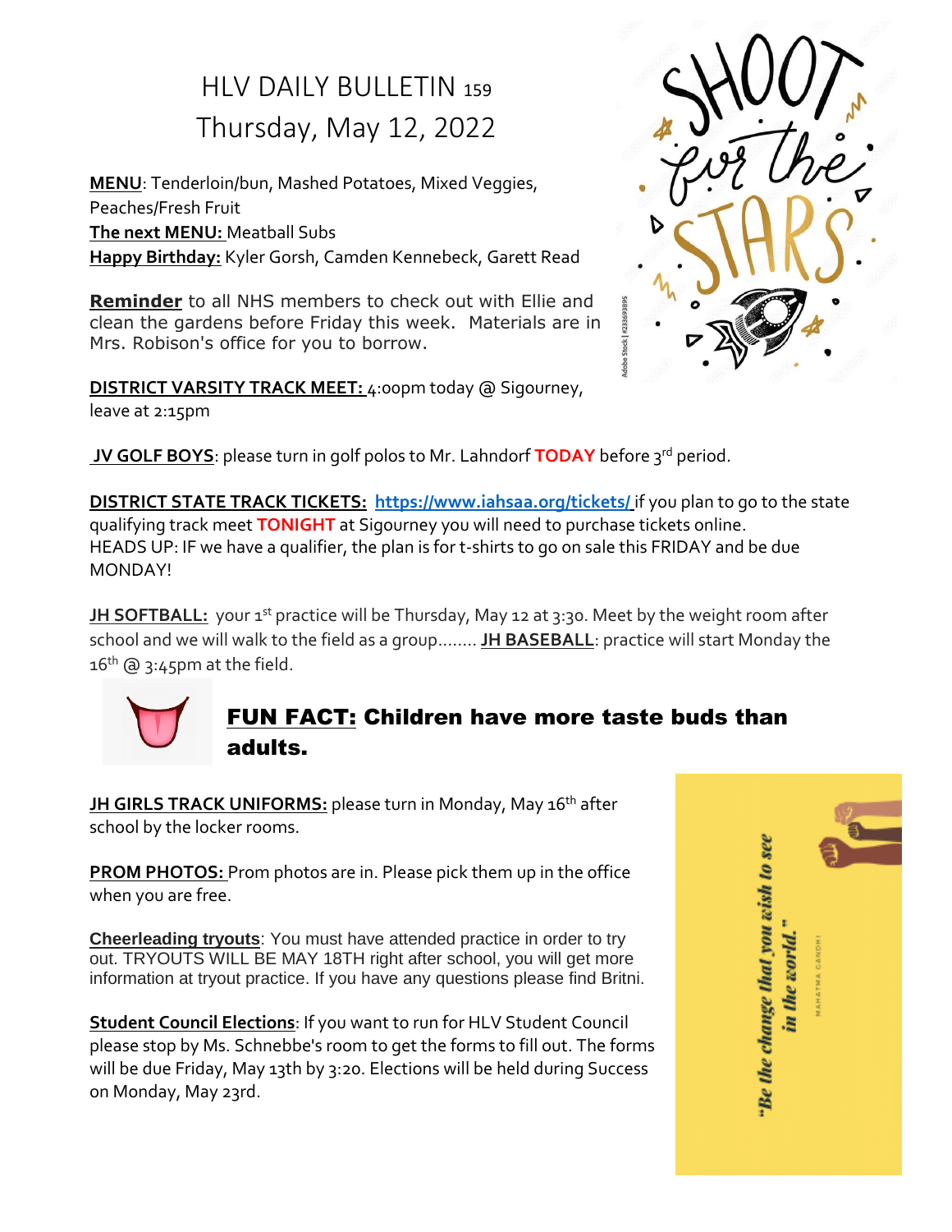# HLV DAILY BULLETIN 159
## Thursday, May 12, 2022

**MENU**: Tenderloin/bun, Mashed Potatoes, Mixed Veggies, Peaches/Fresh Fruit
**The next MENU:** Meatball Subs
**Happy Birthday:** Kyler Gorsh, Camden Kennebeck, Garett Read

**Reminder** to all NHS members to check out with Ellie and clean the gardens before Friday this week. Materials are in Mrs. Robison's office for you to borrow.

**DISTRICT VARSITY TRACK MEET:** 4:00pm today @ Sigourney, leave at 2:15pm

**JV GOLF BOYS**: please turn in golf polos to Mr. Lahndorf **TODAY** before 3rd period.

**DISTRICT STATE TRACK TICKETS:** **https://www.iahsaa.org/tickets/** if you plan to go to the state qualifying track meet **TONIGHT** at Sigourney you will need to purchase tickets online.
HEADS UP: IF we have a qualifier, the plan is for t-shirts to go on sale this FRIDAY and be due MONDAY!

**JH SOFTBALL:** your 1st practice will be Thursday, May 12 at 3:30. Meet by the weight room after school and we will walk to the field as a group........ **JH BASEBALL**: practice will start Monday the 16th @ 3:45pm at the field.

**FUN FACT: Children have more taste buds than adults.**

**JH GIRLS TRACK UNIFORMS:** please turn in Monday, May 16th after school by the locker rooms.

**PROM PHOTOS:** Prom photos are in. Please pick them up in the office when you are free.

**Cheerleading tryouts**: You must have attended practice in order to try out. TRYOUTS WILL BE MAY 18TH right after school, you will get more information at tryout practice. If you have any questions please find Britni.

**Student Council Elections**: If you want to run for HLV Student Council please stop by Ms. Schnebbe's room to get the forms to fill out. The forms will be due Friday, May 13th by 3:20. Elections will be held during Success on Monday, May 23rd.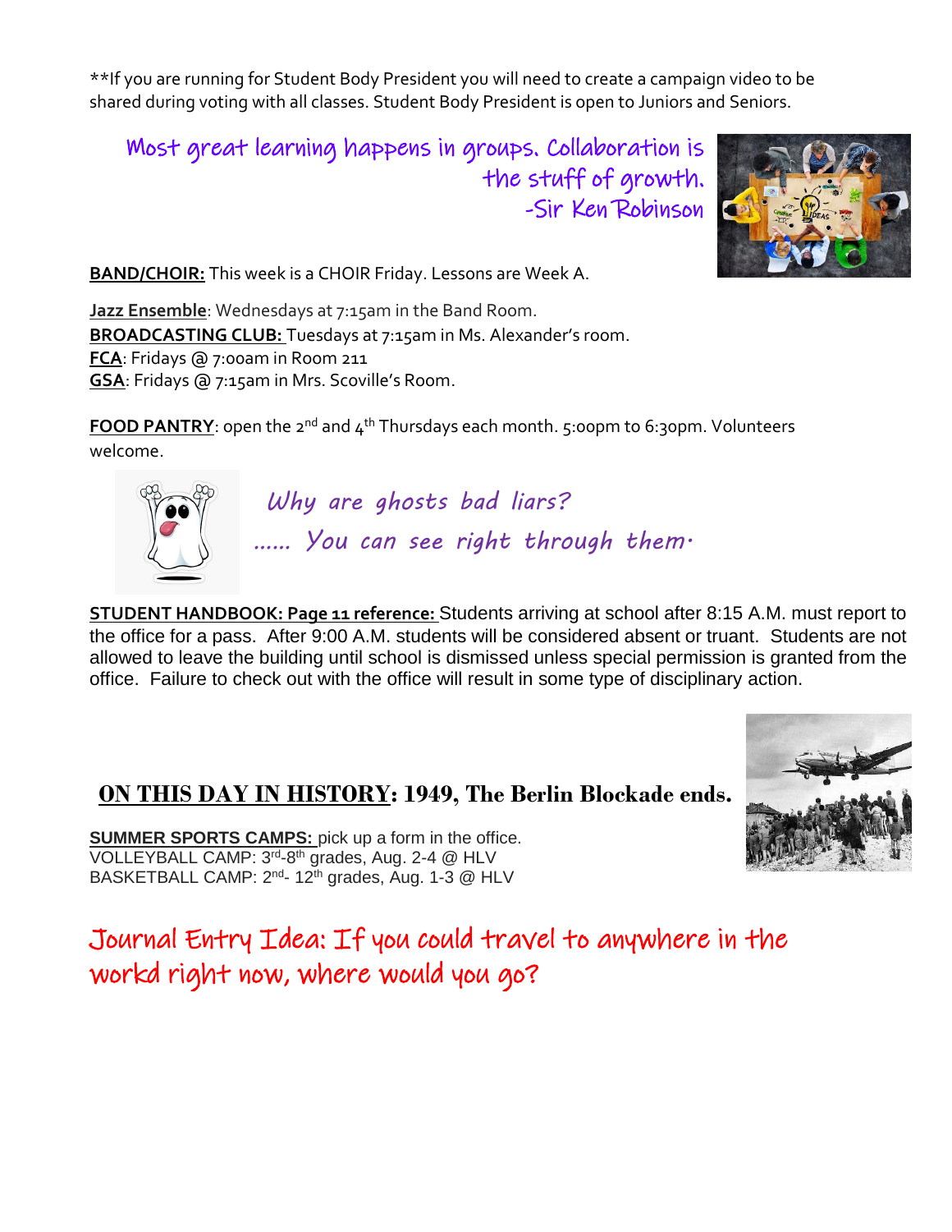**If you are running for Student Body President you will need to create a campaign video to be shared during voting with all classes. Student Body President is open to Juniors and Seniors.

Most great learning happens in groups. Collaboration is the stuff of growth.
-Sir Ken Robinson

**BAND/CHOIR:** This week is a CHOIR Friday. Lessons are Week A.

**Jazz Ensemble**: Wednesdays at 7:15am in the Band Room.
**BROADCASTING CLUB:** Tuesdays at 7:15am in Ms. Alexander's room.
**FCA**: Fridays @ 7:00am in Room 211
**GSA**: Fridays @ 7:15am in Mrs. Scoville's Room.

**FOOD PANTRY**: open the 2nd and 4th Thursdays each month. 5:00pm to 6:30pm. Volunteers welcome.

*Why are ghosts bad liars?*
*…… You can see right through them.*

**STUDENT HANDBOOK: Page 11 reference:** Students arriving at school after 8:15 A.M. must report to the office for a pass. After 9:00 A.M. students will be considered absent or truant. Students are not allowed to leave the building until school is dismissed unless special permission is granted from the office. Failure to check out with the office will result in some type of disciplinary action.

## ON THIS DAY IN HISTORY: 1949, The Berlin Blockade ends.

**SUMMER SPORTS CAMPS:** pick up a form in the office.
VOLLEYBALL CAMP: 3rd-8th grades, Aug. 2-4 @ HLV
BASKETBALL CAMP: 2nd- 12th grades, Aug. 1-3 @ HLV

Journal Entry Idea: If you could travel to anywhere in the workd right now, where would you go?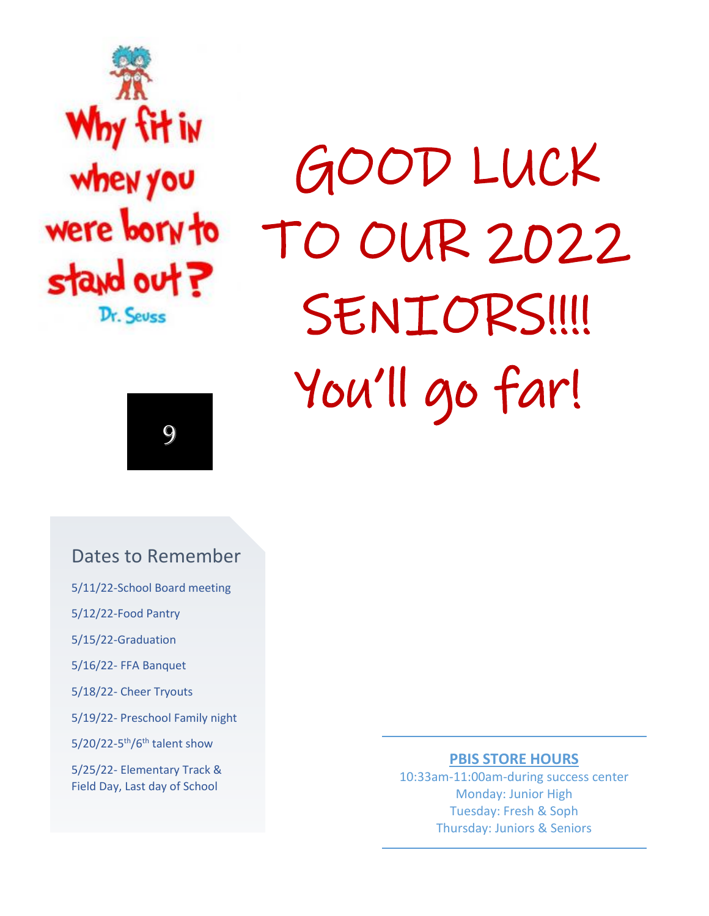Why fit in when you were born to stand out?

Dr. Seuss

# GOOD LUCK TO OUR 2022 SENIORS!!!!

# You'll go far!

## Dates to Remember

5/11/22-School Board meeting

5/12/22-Food Pantry

5/15/22-Graduation

5/16/22- FFA Banquet

5/18/22- Cheer Tryouts

5/19/22- Preschool Family night

5/20/22-5th/6th talent show

5/25/22- Elementary Track & Field Day, Last day of School

**PBIS STORE HOURS**

10:33am-11:00am-during success center

Monday: Junior High

Tuesday: Fresh & Soph

Thursday: Juniors & Seniors